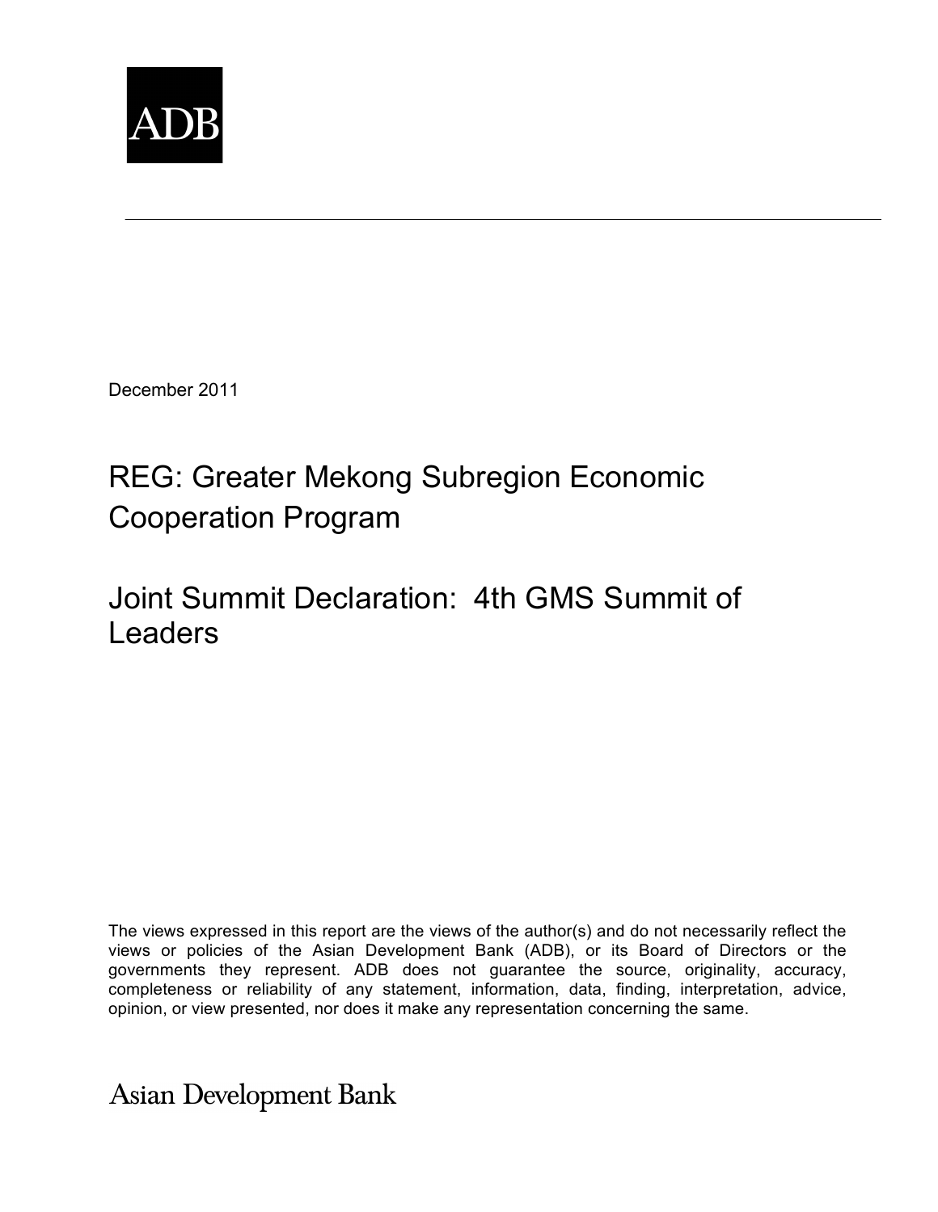ADB

December 2011

# REG: Greater Mekong Subregion Economic Cooperation Program

# Joint Summit Declaration: 4th GMS Summit of Leaders

The views expressed in this report are the views of the author(s) and do not necessarily reflect the views or policies of the Asian Development Bank (ADB), or its Board of Directors or the governments they represent. ADB does not guarantee the source, originality, accuracy, completeness or reliability of any statement, information, data, finding, interpretation, advice, opinion, or view presented, nor does it make any representation concerning the same.

Asian Development Bank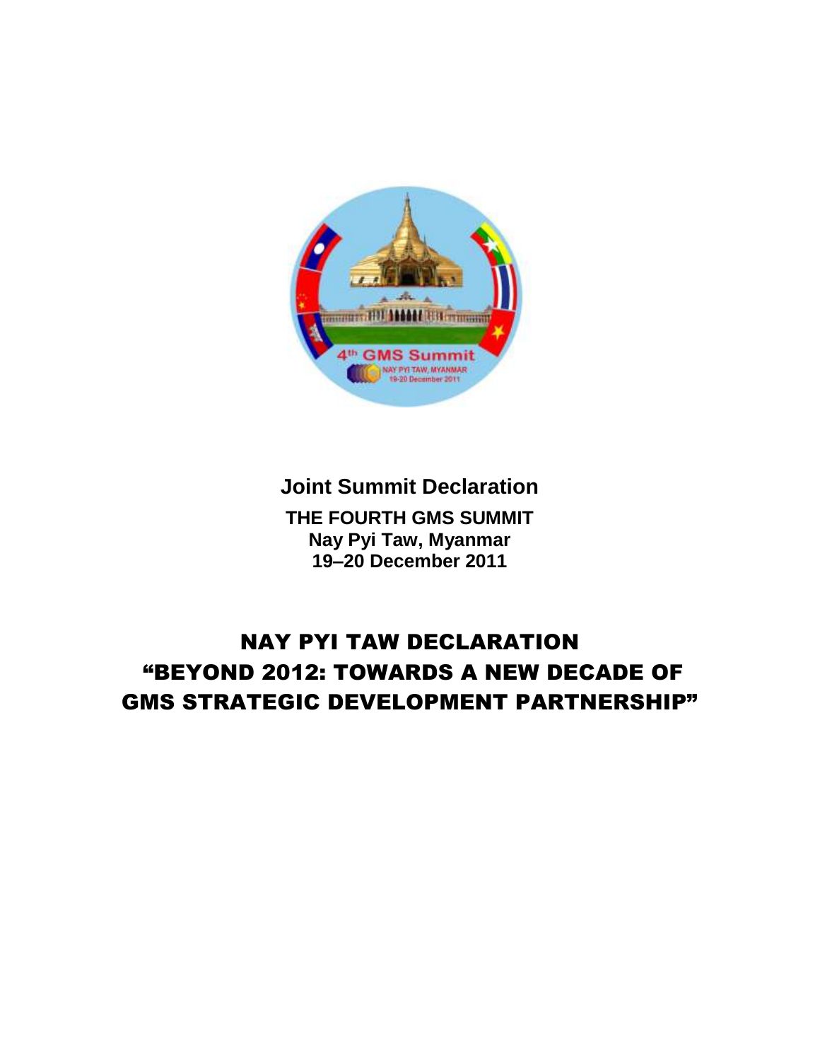**Joint Summit Declaration**

**THE FOURTH GMS SUMMIT**
**Nay Pyi Taw, Myanmar**
**19–20 December 2011**

# NAY PYI TAW DECLARATION
# "BEYOND 2012: TOWARDS A NEW DECADE OF GMS STRATEGIC DEVELOPMENT PARTNERSHIP"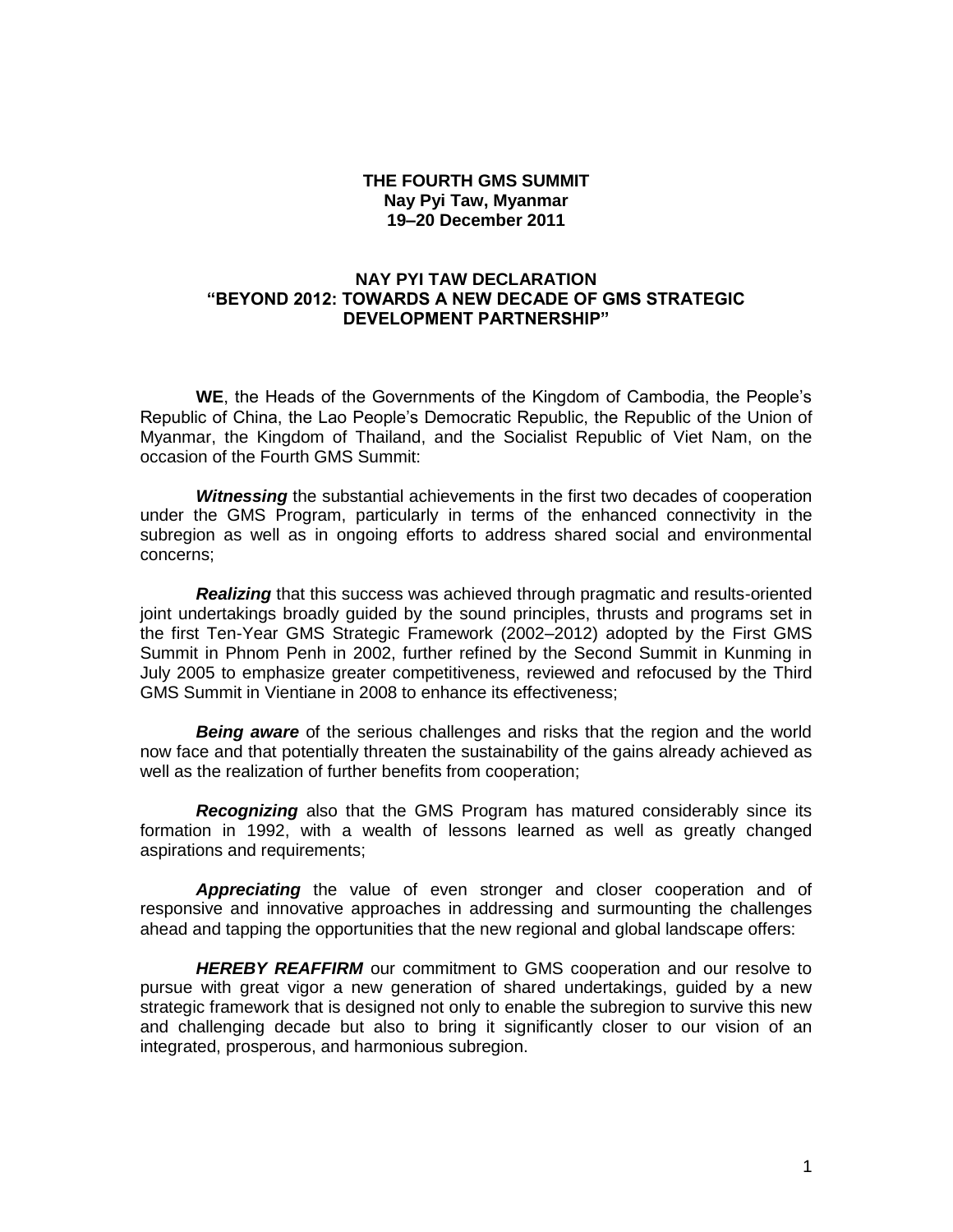**THE FOURTH GMS SUMMIT**
**Nay Pyi Taw, Myanmar**
**19–20 December 2011**

**NAY PYI TAW DECLARATION**
**"BEYOND 2012: TOWARDS A NEW DECADE OF GMS STRATEGIC DEVELOPMENT PARTNERSHIP"**

**WE**, the Heads of the Governments of the Kingdom of Cambodia, the People's Republic of China, the Lao People's Democratic Republic, the Republic of the Union of Myanmar, the Kingdom of Thailand, and the Socialist Republic of Viet Nam, on the occasion of the Fourth GMS Summit:

***Witnessing*** the substantial achievements in the first two decades of cooperation under the GMS Program, particularly in terms of the enhanced connectivity in the subregion as well as in ongoing efforts to address shared social and environmental concerns;

***Realizing*** that this success was achieved through pragmatic and results-oriented joint undertakings broadly guided by the sound principles, thrusts and programs set in the first Ten-Year GMS Strategic Framework (2002–2012) adopted by the First GMS Summit in Phnom Penh in 2002, further refined by the Second Summit in Kunming in July 2005 to emphasize greater competitiveness, reviewed and refocused by the Third GMS Summit in Vientiane in 2008 to enhance its effectiveness;

***Being aware*** of the serious challenges and risks that the region and the world now face and that potentially threaten the sustainability of the gains already achieved as well as the realization of further benefits from cooperation;

***Recognizing*** also that the GMS Program has matured considerably since its formation in 1992, with a wealth of lessons learned as well as greatly changed aspirations and requirements;

***Appreciating*** the value of even stronger and closer cooperation and of responsive and innovative approaches in addressing and surmounting the challenges ahead and tapping the opportunities that the new regional and global landscape offers:

***HEREBY REAFFIRM*** our commitment to GMS cooperation and our resolve to pursue with great vigor a new generation of shared undertakings, guided by a new strategic framework that is designed not only to enable the subregion to survive this new and challenging decade but also to bring it significantly closer to our vision of an integrated, prosperous, and harmonious subregion.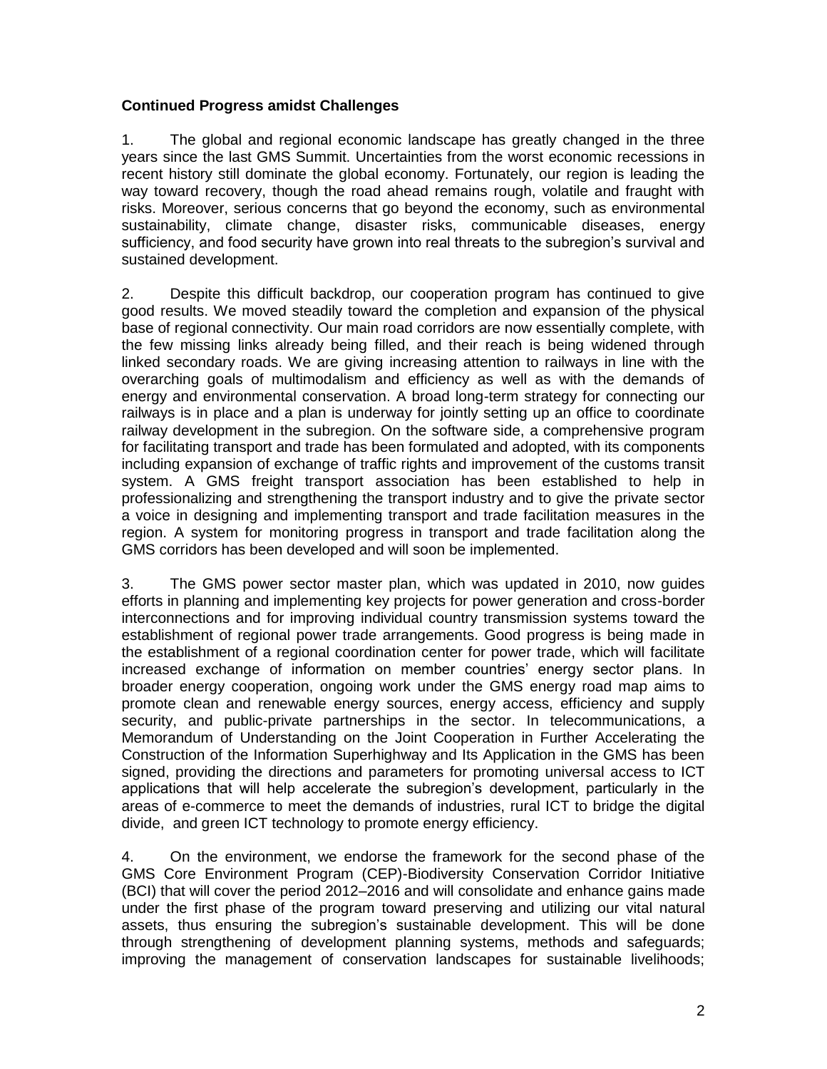**Continued Progress amidst Challenges**

1. The global and regional economic landscape has greatly changed in the three years since the last GMS Summit. Uncertainties from the worst economic recessions in recent history still dominate the global economy. Fortunately, our region is leading the way toward recovery, though the road ahead remains rough, volatile and fraught with risks. Moreover, serious concerns that go beyond the economy, such as environmental sustainability, climate change, disaster risks, communicable diseases, energy sufficiency, and food security have grown into real threats to the subregion's survival and sustained development.

2. Despite this difficult backdrop, our cooperation program has continued to give good results. We moved steadily toward the completion and expansion of the physical base of regional connectivity. Our main road corridors are now essentially complete, with the few missing links already being filled, and their reach is being widened through linked secondary roads. We are giving increasing attention to railways in line with the overarching goals of multimodalism and efficiency as well as with the demands of energy and environmental conservation. A broad long-term strategy for connecting our railways is in place and a plan is underway for jointly setting up an office to coordinate railway development in the subregion. On the software side, a comprehensive program for facilitating transport and trade has been formulated and adopted, with its components including expansion of exchange of traffic rights and improvement of the customs transit system. A GMS freight transport association has been established to help in professionalizing and strengthening the transport industry and to give the private sector a voice in designing and implementing transport and trade facilitation measures in the region. A system for monitoring progress in transport and trade facilitation along the GMS corridors has been developed and will soon be implemented.

3. The GMS power sector master plan, which was updated in 2010, now guides efforts in planning and implementing key projects for power generation and cross-border interconnections and for improving individual country transmission systems toward the establishment of regional power trade arrangements. Good progress is being made in the establishment of a regional coordination center for power trade, which will facilitate increased exchange of information on member countries' energy sector plans. In broader energy cooperation, ongoing work under the GMS energy road map aims to promote clean and renewable energy sources, energy access, efficiency and supply security, and public-private partnerships in the sector. In telecommunications, a Memorandum of Understanding on the Joint Cooperation in Further Accelerating the Construction of the Information Superhighway and Its Application in the GMS has been signed, providing the directions and parameters for promoting universal access to ICT applications that will help accelerate the subregion's development, particularly in the areas of e-commerce to meet the demands of industries, rural ICT to bridge the digital divide, and green ICT technology to promote energy efficiency.

4. On the environment, we endorse the framework for the second phase of the GMS Core Environment Program (CEP)-Biodiversity Conservation Corridor Initiative (BCI) that will cover the period 2012–2016 and will consolidate and enhance gains made under the first phase of the program toward preserving and utilizing our vital natural assets, thus ensuring the subregion's sustainable development. This will be done through strengthening of development planning systems, methods and safeguards; improving the management of conservation landscapes for sustainable livelihoods;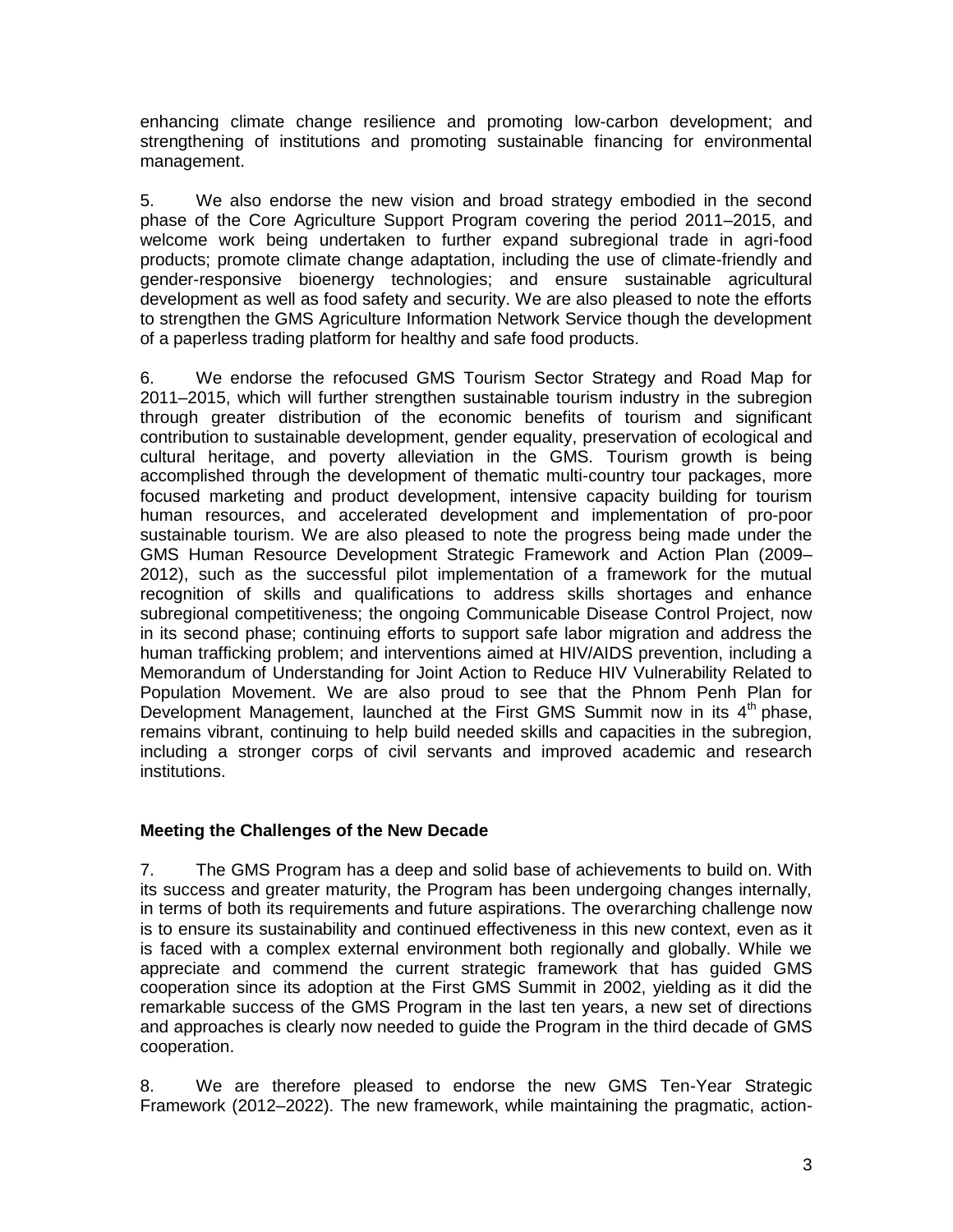enhancing climate change resilience and promoting low-carbon development; and strengthening of institutions and promoting sustainable financing for environmental management.

5. We also endorse the new vision and broad strategy embodied in the second phase of the Core Agriculture Support Program covering the period 2011–2015, and welcome work being undertaken to further expand subregional trade in agri-food products; promote climate change adaptation, including the use of climate-friendly and gender-responsive bioenergy technologies; and ensure sustainable agricultural development as well as food safety and security. We are also pleased to note the efforts to strengthen the GMS Agriculture Information Network Service though the development of a paperless trading platform for healthy and safe food products.

6. We endorse the refocused GMS Tourism Sector Strategy and Road Map for 2011–2015, which will further strengthen sustainable tourism industry in the subregion through greater distribution of the economic benefits of tourism and significant contribution to sustainable development, gender equality, preservation of ecological and cultural heritage, and poverty alleviation in the GMS. Tourism growth is being accomplished through the development of thematic multi-country tour packages, more focused marketing and product development, intensive capacity building for tourism human resources, and accelerated development and implementation of pro-poor sustainable tourism. We are also pleased to note the progress being made under the GMS Human Resource Development Strategic Framework and Action Plan (2009–2012), such as the successful pilot implementation of a framework for the mutual recognition of skills and qualifications to address skills shortages and enhance subregional competitiveness; the ongoing Communicable Disease Control Project, now in its second phase; continuing efforts to support safe labor migration and address the human trafficking problem; and interventions aimed at HIV/AIDS prevention, including a Memorandum of Understanding for Joint Action to Reduce HIV Vulnerability Related to Population Movement. We are also proud to see that the Phnom Penh Plan for Development Management, launched at the First GMS Summit now in its 4th phase, remains vibrant, continuing to help build needed skills and capacities in the subregion, including a stronger corps of civil servants and improved academic and research institutions.

**Meeting the Challenges of the New Decade**

7. The GMS Program has a deep and solid base of achievements to build on. With its success and greater maturity, the Program has been undergoing changes internally, in terms of both its requirements and future aspirations. The overarching challenge now is to ensure its sustainability and continued effectiveness in this new context, even as it is faced with a complex external environment both regionally and globally. While we appreciate and commend the current strategic framework that has guided GMS cooperation since its adoption at the First GMS Summit in 2002, yielding as it did the remarkable success of the GMS Program in the last ten years, a new set of directions and approaches is clearly now needed to guide the Program in the third decade of GMS cooperation.

8. We are therefore pleased to endorse the new GMS Ten-Year Strategic Framework (2012–2022). The new framework, while maintaining the pragmatic, action-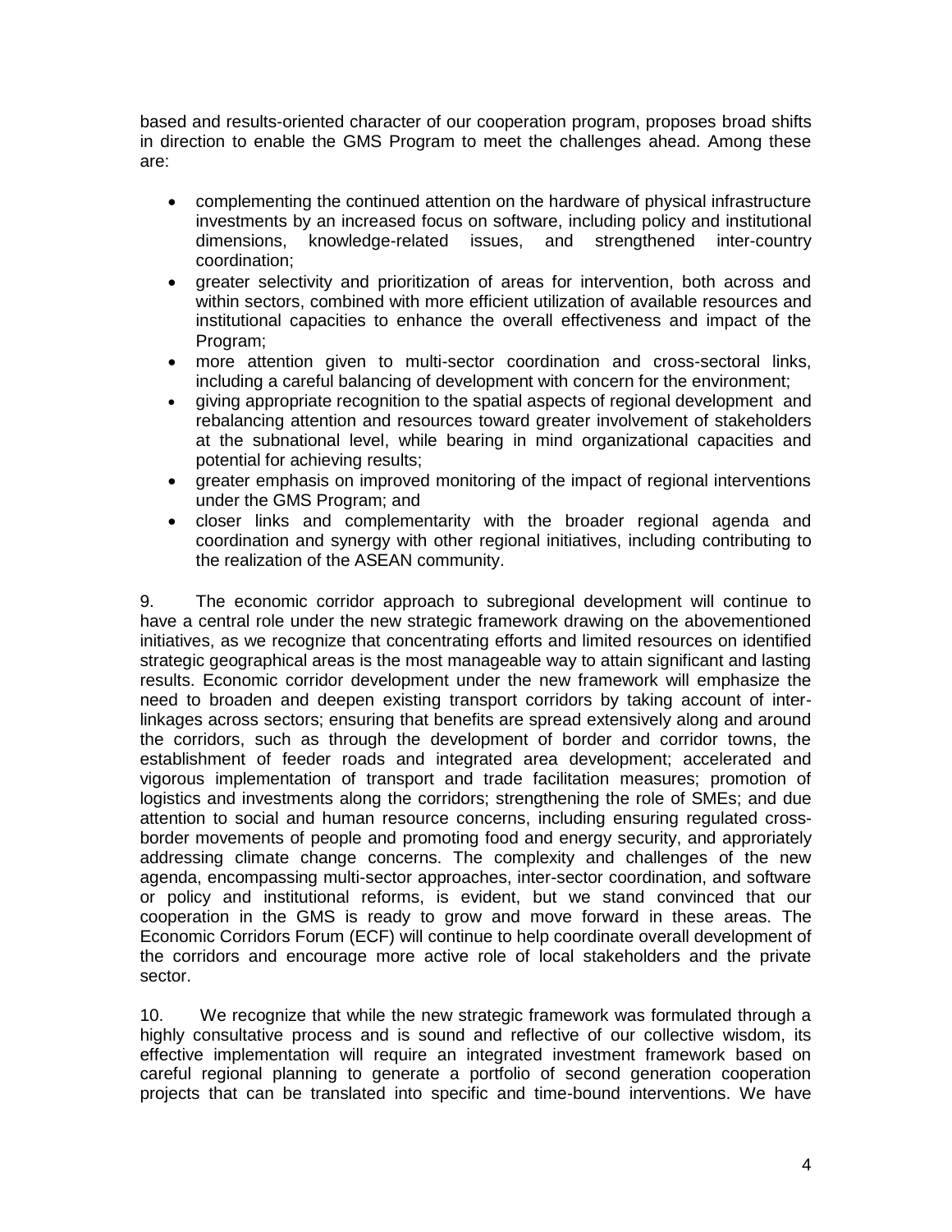based and results-oriented character of our cooperation program, proposes broad shifts in direction to enable the GMS Program to meet the challenges ahead. Among these are:

- complementing the continued attention on the hardware of physical infrastructure investments by an increased focus on software, including policy and institutional dimensions, knowledge-related issues, and strengthened inter-country coordination;
- greater selectivity and prioritization of areas for intervention, both across and within sectors, combined with more efficient utilization of available resources and institutional capacities to enhance the overall effectiveness and impact of the Program;
- more attention given to multi-sector coordination and cross-sectoral links, including a careful balancing of development with concern for the environment;
- giving appropriate recognition to the spatial aspects of regional development and rebalancing attention and resources toward greater involvement of stakeholders at the subnational level, while bearing in mind organizational capacities and potential for achieving results;
- greater emphasis on improved monitoring of the impact of regional interventions under the GMS Program; and
- closer links and complementarity with the broader regional agenda and coordination and synergy with other regional initiatives, including contributing to the realization of the ASEAN community.

9. The economic corridor approach to subregional development will continue to have a central role under the new strategic framework drawing on the abovementioned initiatives, as we recognize that concentrating efforts and limited resources on identified strategic geographical areas is the most manageable way to attain significant and lasting results. Economic corridor development under the new framework will emphasize the need to broaden and deepen existing transport corridors by taking account of inter-linkages across sectors; ensuring that benefits are spread extensively along and around the corridors, such as through the development of border and corridor towns, the establishment of feeder roads and integrated area development; accelerated and vigorous implementation of transport and trade facilitation measures; promotion of logistics and investments along the corridors; strengthening the role of SMEs; and due attention to social and human resource concerns, including ensuring regulated cross-border movements of people and promoting food and energy security, and approriately addressing climate change concerns. The complexity and challenges of the new agenda, encompassing multi-sector approaches, inter-sector coordination, and software or policy and institutional reforms, is evident, but we stand convinced that our cooperation in the GMS is ready to grow and move forward in these areas. The Economic Corridors Forum (ECF) will continue to help coordinate overall development of the corridors and encourage more active role of local stakeholders and the private sector.

10. We recognize that while the new strategic framework was formulated through a highly consultative process and is sound and reflective of our collective wisdom, its effective implementation will require an integrated investment framework based on careful regional planning to generate a portfolio of second generation cooperation projects that can be translated into specific and time-bound interventions. We have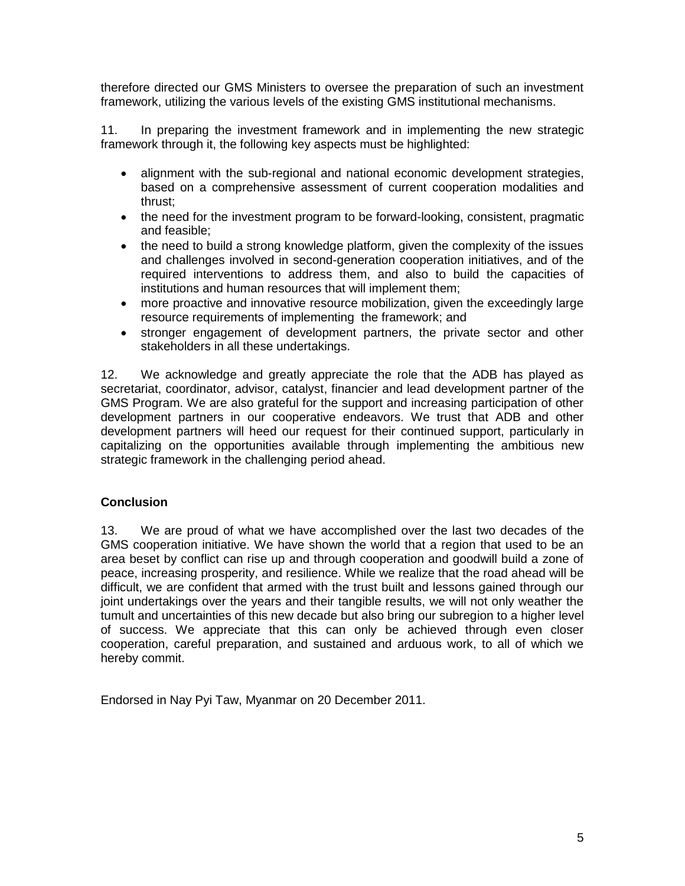therefore directed our GMS Ministers to oversee the preparation of such an investment framework, utilizing the various levels of the existing GMS institutional mechanisms.

11. In preparing the investment framework and in implementing the new strategic framework through it, the following key aspects must be highlighted:

- alignment with the sub-regional and national economic development strategies, based on a comprehensive assessment of current cooperation modalities and thrust;
- the need for the investment program to be forward-looking, consistent, pragmatic and feasible;
- the need to build a strong knowledge platform, given the complexity of the issues and challenges involved in second-generation cooperation initiatives, and of the required interventions to address them, and also to build the capacities of institutions and human resources that will implement them;
- more proactive and innovative resource mobilization, given the exceedingly large resource requirements of implementing the framework; and
- stronger engagement of development partners, the private sector and other stakeholders in all these undertakings.

12. We acknowledge and greatly appreciate the role that the ADB has played as secretariat, coordinator, advisor, catalyst, financier and lead development partner of the GMS Program. We are also grateful for the support and increasing participation of other development partners in our cooperative endeavors. We trust that ADB and other development partners will heed our request for their continued support, particularly in capitalizing on the opportunities available through implementing the ambitious new strategic framework in the challenging period ahead.

**Conclusion**

13. We are proud of what we have accomplished over the last two decades of the GMS cooperation initiative. We have shown the world that a region that used to be an area beset by conflict can rise up and through cooperation and goodwill build a zone of peace, increasing prosperity, and resilience. While we realize that the road ahead will be difficult, we are confident that armed with the trust built and lessons gained through our joint undertakings over the years and their tangible results, we will not only weather the tumult and uncertainties of this new decade but also bring our subregion to a higher level of success. We appreciate that this can only be achieved through even closer cooperation, careful preparation, and sustained and arduous work, to all of which we hereby commit.

Endorsed in Nay Pyi Taw, Myanmar on 20 December 2011.